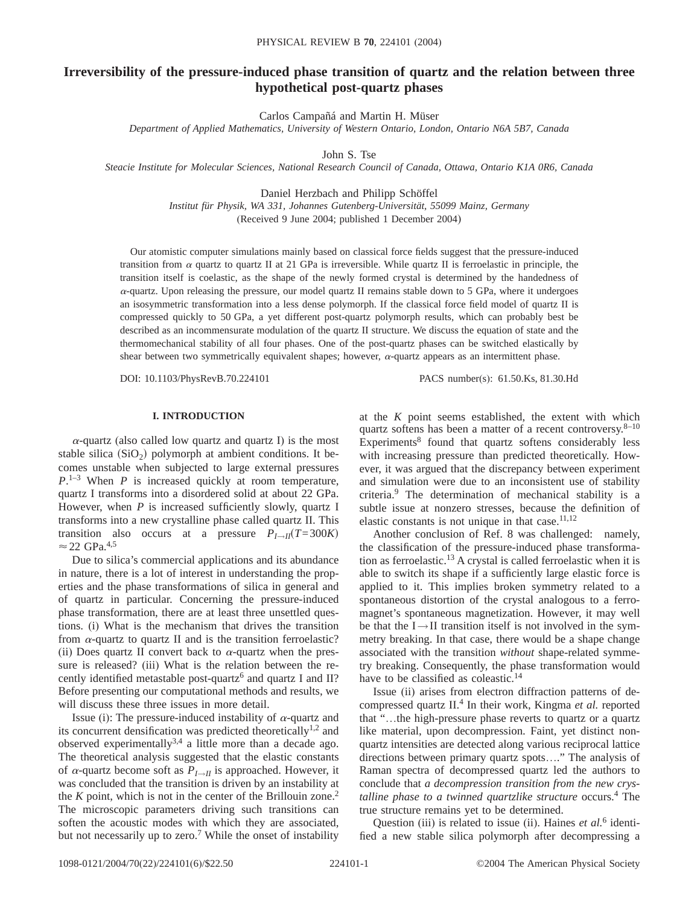# Irreversibility of the pressure-induced phase transition of quartz and the relation between three hypothetical post-quartz phases

Carlos Campañá and Martin H. Müser

*Department of Applied Mathematics, University of Western Ontario, London, Ontario N6A 5B7, Canada*

John S. Tse

*Steacie Institute for Molecular Sciences, National Research Council of Canada, Ottawa, Ontario K1A 0R6, Canada*

Daniel Herzbach and Philipp Schöffel

*Institut für Physik, WA 331, Johannes Gutenberg-Universität, 55099 Mainz, Germany*

(Received 9 June 2004; published 1 December 2004)

Our atomistic computer simulations mainly based on classical force fields suggest that the pressure-induced transition from $\alpha$ quartz to quartz II at 21 GPa is irreversible. While quartz II is ferroelastic in principle, the transition itself is coelastic, as the shape of the newly formed crystal is determined by the handedness of $\alpha$-quartz. Upon releasing the pressure, our model quartz II remains stable down to 5 GPa, where it undergoes an isosymmetric transformation into a less dense polymorph. If the classical force field model of quartz II is compressed quickly to 50 GPa, a yet different post-quartz polymorph results, which can probably best be described as an incommensurate modulation of the quartz II structure. We discuss the equation of state and the thermomechanical stability of all four phases. One of the post-quartz phases can be switched elastically by shear between two symmetrically equivalent shapes; however, $\alpha$-quartz appears as an intermittent phase.

DOI: 10.1103/PhysRevB.70.224101 PACS number(s): 61.50.Ks, 81.30.Hd

## I. INTRODUCTION

$\alpha$-quartz (also called low quartz and quartz I) is the most stable silica ($SiO_2$) polymorph at ambient conditions. It becomes unstable when subjected to large external pressures $P$.[1–3] When $P$ is increased quickly at room temperature, quartz I transforms into a disordered solid at about 22 GPa. However, when $P$ is increased sufficiently slowly, quartz I transforms into a new crystalline phase called quartz II. This transition also occurs at a pressure $P_{I\rightarrow II}(T=300K) \approx 22$ GPa.[4,5]

Due to silica's commercial applications and its abundance in nature, there is a lot of interest in understanding the properties and the phase transformations of silica in general and of quartz in particular. Concerning the pressure-induced phase transformation, there are at least three unsettled questions. (i) What is the mechanism that drives the transition from $\alpha$-quartz to quartz II and is the transition ferroelastic? (ii) Does quartz II convert back to $\alpha$-quartz when the pressure is released? (iii) What is the relation between the recently identified metastable post-quartz[6] and quartz I and II? Before presenting our computational methods and results, we will discuss these three issues in more detail.

Issue (i): The pressure-induced instability of $\alpha$-quartz and its concurrent densification was predicted theoretically[1,2] and observed experimentally[3,4] a little more than a decade ago. The theoretical analysis suggested that the elastic constants of $\alpha$-quartz become soft as $P_{I\rightarrow II}$ is approached. However, it was concluded that the transition is driven by an instability at the $K$ point, which is not in the center of the Brillouin zone.[2] The microscopic parameters driving such transitions can soften the acoustic modes with which they are associated, but not necessarily up to zero.[7] While the onset of instability at the $K$ point seems established, the extent with which quartz softens has been a matter of a recent controversy.[8–10] Experiments[8] found that quartz softens considerably less with increasing pressure than predicted theoretically. However, it was argued that the discrepancy between experiment and simulation were due to an inconsistent use of stability criteria.[9] The determination of mechanical stability is a subtle issue at nonzero stresses, because the definition of elastic constants is not unique in that case.[11,12]

Another conclusion of Ref. 8 was challenged: namely, the classification of the pressure-induced phase transformation as ferroelastic.[13] A crystal is called ferroelastic when it is able to switch its shape if a sufficiently large elastic force is applied to it. This implies broken symmetry related to a spontaneous distortion of the crystal analogous to a ferromagnet's spontaneous magnetization. However, it may well be that the I→II transition itself is not involved in the symmetry breaking. In that case, there would be a shape change associated with the transition *without* shape-related symmetry breaking. Consequently, the phase transformation would have to be classified as coleastic.[14]

Issue (ii) arises from electron diffraction patterns of decompressed quartz II.[4] In their work, Kingma *et al.* reported that "…the high-pressure phase reverts to quartz or a quartz like material, upon decompression. Faint, yet distinct nonquartz intensities are detected along various reciprocal lattice directions between primary quartz spots…." The analysis of Raman spectra of decompressed quartz led the authors to conclude that *a decompression transition from the new crystalline phase to a twinned quartzlike structure* occurs.[4] The true structure remains yet to be determined.

Question (iii) is related to issue (ii). Haines *et al.*[6] identified a new stable silica polymorph after decompressing a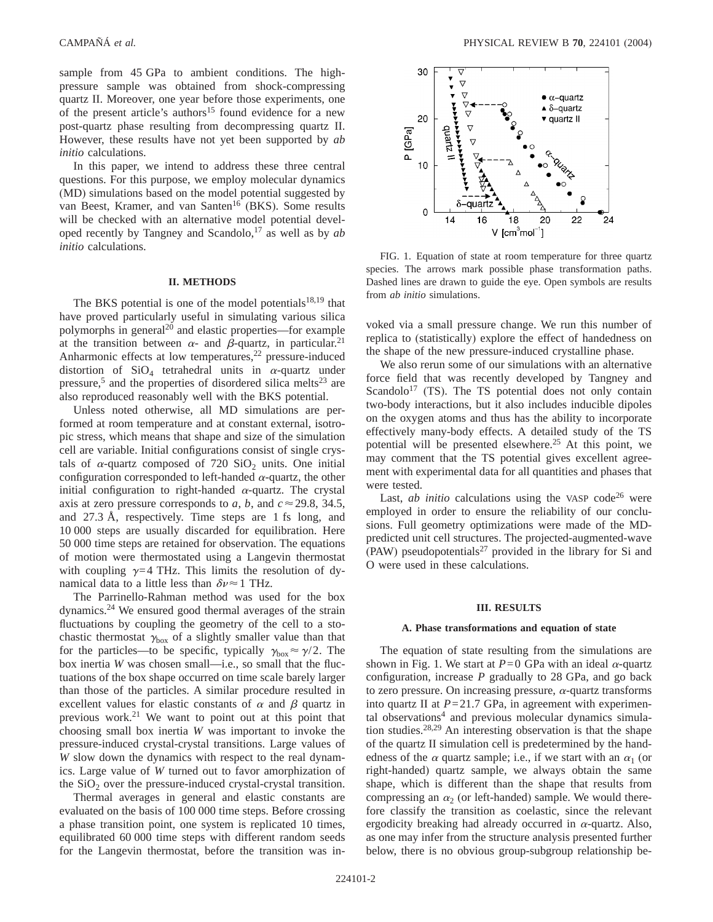sample from 45 GPa to ambient conditions. The high-pressure sample was obtained from shock-compressing quartz II. Moreover, one year before those experiments, one of the present article's authors[15] found evidence for a new post-quartz phase resulting from decompressing quartz II. However, these results have not yet been supported by *ab initio* calculations.

In this paper, we intend to address these three central questions. For this purpose, we employ molecular dynamics (MD) simulations based on the model potential suggested by van Beest, Kramer, and van Santen[16] (BKS). Some results will be checked with an alternative model potential developed recently by Tangney and Scandolo,[17] as well as by *ab initio* calculations.

## II. METHODS

The BKS potential is one of the model potentials[18,19] that have proved particularly useful in simulating various silica polymorphs in general[20] and elastic properties—for example at the transition between $\alpha$- and $\beta$-quartz, in particular.[21] Anharmonic effects at low temperatures,[22] pressure-induced distortion of $SiO_4$ tetrahedral units in $\alpha$-quartz under pressure,[5] and the properties of disordered silica melts[23] are also reproduced reasonably well with the BKS potential.

Unless noted otherwise, all MD simulations are performed at room temperature and at constant external, isotropic stress, which means that shape and size of the simulation cell are variable. Initial configurations consist of single crystals of $\alpha$-quartz composed of 720 $SiO_2$ units. One initial configuration corresponded to left-handed $\alpha$-quartz, the other initial configuration to right-handed $\alpha$-quartz. The crystal axis at zero pressure corresponds to $a$, $b$, and $c \approx 29.8$, 34.5, and 27.3 Å, respectively. Time steps are 1 fs long, and 10 000 steps are usually discarded for equilibration. Here 50 000 time steps are retained for observation. The equations of motion were thermostated using a Langevin thermostat with coupling $\gamma = 4$ THz. This limits the resolution of dynamical data to a little less than $\delta\nu \approx 1$ THz.

The Parrinello-Rahman method was used for the box dynamics.[24] We ensured good thermal averages of the strain fluctuations by coupling the geometry of the cell to a stochastic thermostat $\gamma_{box}$ of a slightly smaller value than that for the particles—to be specific, typically $\gamma_{box} \approx \gamma/2$. The box inertia $W$ was chosen small—i.e., so small that the fluctuations of the box shape occurred on time scale barely larger than those of the particles. A similar procedure resulted in excellent values for elastic constants of $\alpha$ and $\beta$ quartz in previous work.[21] We want to point out at this point that choosing small box inertia $W$ was important to invoke the pressure-induced crystal-crystal transitions. Large values of $W$ slow down the dynamics with respect to the real dynamics. Large value of $W$ turned out to favor amorphization of the $SiO_2$ over the pressure-induced crystal-crystal transition.

Thermal averages in general and elastic constants are evaluated on the basis of 100 000 time steps. Before crossing a phase transition point, one system is replicated 10 times, equilibrated 60 000 time steps with different random seeds for the Langevin thermostat, before the transition was invoked via a small pressure change. We run this number of replica to (statistically) explore the effect of handedness on the shape of the new pressure-induced crystalline phase.

FIG. 1. Equation of state at room temperature for three quartz species. The arrows mark possible phase transformation paths. Dashed lines are drawn to guide the eye. Open symbols are results from *ab initio* simulations.

We also rerun some of our simulations with an alternative force field that was recently developed by Tangney and Scandolo[17] (TS). The TS potential does not only contain two-body interactions, but it also includes inducible dipoles on the oxygen atoms and thus has the ability to incorporate effectively many-body effects. A detailed study of the TS potential will be presented elsewhere.[25] At this point, we may comment that the TS potential gives excellent agreement with experimental data for all quantities and phases that were tested.

Last, *ab initio* calculations using the VASP code[26] were employed in order to ensure the reliability of our conclusions. Full geometry optimizations were made of the MD-predicted unit cell structures. The projected-augmented-wave (PAW) pseudopotentials[27] provided in the library for Si and O were used in these calculations.

## III. RESULTS

### A. Phase transformations and equation of state

The equation of state resulting from the simulations are shown in Fig. 1. We start at $P = 0$ GPa with an ideal $\alpha$-quartz configuration, increase $P$ gradually to 28 GPa, and go back to zero pressure. On increasing pressure, $\alpha$-quartz transforms into quartz II at $P = 21.7$ GPa, in agreement with experimental observations[4] and previous molecular dynamics simulation studies.[28,29] An interesting observation is that the shape of the quartz II simulation cell is predetermined by the handedness of the $\alpha$ quartz sample; i.e., if we start with an $\alpha_1$ (or right-handed) quartz sample, we always obtain the same shape, which is different than the shape that results from compressing an $\alpha_2$ (or left-handed) sample. We would therefore classify the transition as coelastic, since the relevant ergodicity breaking had already occurred in $\alpha$-quartz. Also, as one may infer from the structure analysis presented further below, there is no obvious group-subgroup relationship be-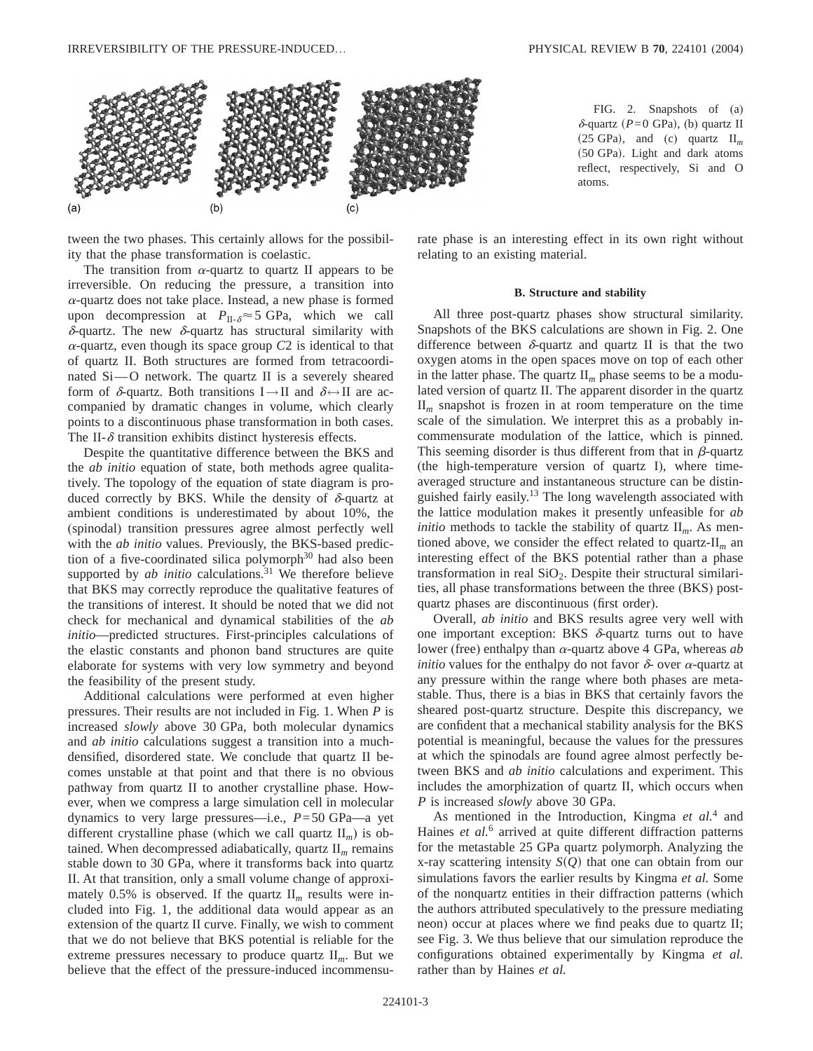FIG. 2. Snapshots of (a) $\delta$-quartz ($P=0$ GPa), (b) quartz II (25 GPa), and (c) quartz $\mathrm{II}_m$ (50 GPa). Light and dark atoms reflect, respectively, Si and O atoms.

tween the two phases. This certainly allows for the possibility that the phase transformation is coelastic.

The transition from $\alpha$-quartz to quartz II appears to be irreversible. On reducing the pressure, a transition into $\alpha$-quartz does not take place. Instead, a new phase is formed upon decompression at $P_{\mathrm{II}\text{-}\delta} \approx 5$ GPa, which we call $\delta$-quartz. The new $\delta$-quartz has structural similarity with $\alpha$-quartz, even though its space group $C2$ is identical to that of quartz II. Both structures are formed from tetracoordinated Si—O network. The quartz II is a severely sheared form of $\delta$-quartz. Both transitions I$\rightarrow$II and $\delta \leftrightarrow$II are accompanied by dramatic changes in volume, which clearly points to a discontinuous phase transformation in both cases. The II-$\delta$ transition exhibits distinct hysteresis effects.

Despite the quantitative difference between the BKS and the *ab initio* equation of state, both methods agree qualitatively. The topology of the equation of state diagram is produced correctly by BKS. While the density of $\delta$-quartz at ambient conditions is underestimated by about 10%, the (spinodal) transition pressures agree almost perfectly well with the *ab initio* values. Previously, the BKS-based prediction of a five-coordinated silica polymorph[30] had also been supported by *ab initio* calculations.[31] We therefore believe that BKS may correctly reproduce the qualitative features of the transitions of interest. It should be noted that we did not check for mechanical and dynamical stabilities of the *ab initio*—predicted structures. First-principles calculations of the elastic constants and phonon band structures are quite elaborate for systems with very low symmetry and beyond the feasibility of the present study.

Additional calculations were performed at even higher pressures. Their results are not included in Fig. 1. When $P$ is increased *slowly* above 30 GPa, both molecular dynamics and *ab initio* calculations suggest a transition into a much-densified, disordered state. We conclude that quartz II becomes unstable at that point and that there is no obvious pathway from quartz II to another crystalline phase. However, when we compress a large simulation cell in molecular dynamics to very large pressures—i.e., $P=50$ GPa—a yet different crystalline phase (which we call quartz $\mathrm{II}_m$) is obtained. When decompressed adiabatically, quartz $\mathrm{II}_m$ remains stable down to 30 GPa, where it transforms back into quartz II. At that transition, only a small volume change of approximately 0.5% is observed. If the quartz $\mathrm{II}_m$ results were included into Fig. 1, the additional data would appear as an extension of the quartz II curve. Finally, we wish to comment that we do not believe that BKS potential is reliable for the extreme pressures necessary to produce quartz $\mathrm{II}_m$. But we believe that the effect of the pressure-induced incommensurate phase is an interesting effect in its own right without relating to an existing material.

### B. Structure and stability

All three post-quartz phases show structural similarity. Snapshots of the BKS calculations are shown in Fig. 2. One difference between $\delta$-quartz and quartz II is that the two oxygen atoms in the open spaces move on top of each other in the latter phase. The quartz $\mathrm{II}_m$ phase seems to be a modulated version of quartz II. The apparent disorder in the quartz $\mathrm{II}_m$ snapshot is frozen in at room temperature on the time scale of the simulation. We interpret this as a probably incommensurate modulation of the lattice, which is pinned. This seeming disorder is thus different from that in $\beta$-quartz (the high-temperature version of quartz I), where time-averaged structure and instantaneous structure can be distinguished fairly easily.[13] The long wavelength associated with the lattice modulation makes it presently unfeasible for *ab initio* methods to tackle the stability of quartz $\mathrm{II}_m$. As mentioned above, we consider the effect related to quartz-$\mathrm{II}_m$ an interesting effect of the BKS potential rather than a phase transformation in real $SiO_2$. Despite their structural similarities, all phase transformations between the three (BKS) post-quartz phases are discontinuous (first order).

Overall, *ab initio* and BKS results agree very well with one important exception: BKS $\delta$-quartz turns out to have lower (free) enthalpy than $\alpha$-quartz above 4 GPa, whereas *ab initio* values for the enthalpy do not favor $\delta$- over $\alpha$-quartz at any pressure within the range where both phases are metastable. Thus, there is a bias in BKS that certainly favors the sheared post-quartz structure. Despite this discrepancy, we are confident that a mechanical stability analysis for the BKS potential is meaningful, because the values for the pressures at which the spinodals are found agree almost perfectly between BKS and *ab initio* calculations and experiment. This includes the amorphization of quartz II, which occurs when $P$ is increased *slowly* above 30 GPa.

As mentioned in the Introduction, Kingma *et al.*[4] and Haines *et al.*[6] arrived at quite different diffraction patterns for the metastable 25 GPa quartz polymorph. Analyzing the x-ray scattering intensity $S(Q)$ that one can obtain from our simulations favors the earlier results by Kingma *et al.* Some of the nonquartz entities in their diffraction patterns (which the authors attributed speculatively to the pressure mediating neon) occur at places where we find peaks due to quartz II; see Fig. 3. We thus believe that our simulation reproduce the configurations obtained experimentally by Kingma *et al.* rather than by Haines *et al.*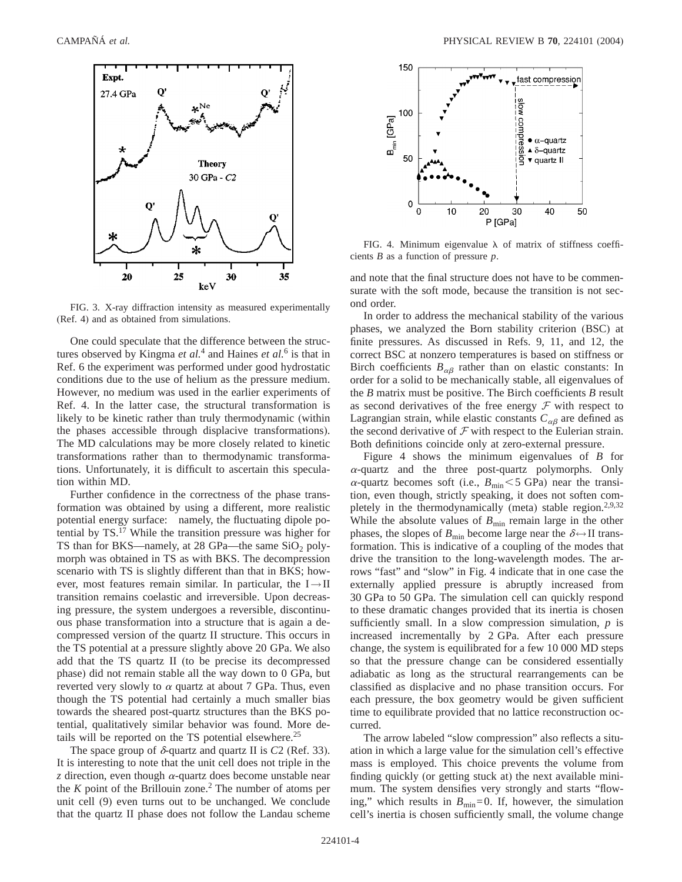FIG. 3. X-ray diffraction intensity as measured experimentally (Ref. 4) and as obtained from simulations.

One could speculate that the difference between the structures observed by Kingma *et al.*[4] and Haines *et al.*[6] is that in Ref. 6 the experiment was performed under good hydrostatic conditions due to the use of helium as the pressure medium. However, no medium was used in the earlier experiments of Ref. 4. In the latter case, the structural transformation is likely to be kinetic rather than truly thermodynamic (within the phases accessible through displacive transformations). The MD calculations may be more closely related to kinetic transformations rather than to thermodynamic transformations. Unfortunately, it is difficult to ascertain this speculation within MD.

Further confidence in the correctness of the phase transformation was obtained by using a different, more realistic potential energy surface: namely, the fluctuating dipole potential by TS.[17] While the transition pressure was higher for TS than for BKS—namely, at 28 GPa—the same $SiO_2$ polymorph was obtained in TS as with BKS. The decompression scenario with TS is slightly different than that in BKS; however, most features remain similar. In particular, the I$\rightarrow$II transition remains coelastic and irreversible. Upon decreasing pressure, the system undergoes a reversible, discontinuous phase transformation into a structure that is again a decompressed version of the quartz II structure. This occurs in the TS potential at a pressure slightly above 20 GPa. We also add that the TS quartz II (to be precise its decompressed phase) did not remain stable all the way down to 0 GPa, but reverted very slowly to $\alpha$ quartz at about 7 GPa. Thus, even though the TS potential had certainly a much smaller bias towards the sheared post-quartz structures than the BKS potential, qualitatively similar behavior was found. More details will be reported on the TS potential elsewhere.[25]

The space group of $\delta$-quartz and quartz II is $C2$ (Ref. 33). It is interesting to note that the unit cell does not triple in the $z$ direction, even though $\alpha$-quartz does become unstable near the $K$ point of the Brillouin zone.[2] The number of atoms per unit cell (9) even turns out to be unchanged. We conclude that the quartz II phase does not follow the Landau scheme and note that the final structure does not have to be commensurate with the soft mode, because the transition is not second order.

FIG. 4. Minimum eigenvalue $\lambda$ of matrix of stiffness coefficients $B$ as a function of pressure $p$.

In order to address the mechanical stability of the various phases, we analyzed the Born stability criterion (BSC) at finite pressures. As discussed in Refs. 9, 11, and 12, the correct BSC at nonzero temperatures is based on stiffness or Birch coefficients $B_{\alpha\beta}$ rather than on elastic constants: In order for a solid to be mechanically stable, all eigenvalues of the $B$ matrix must be positive. The Birch coefficients $B$ result as second derivatives of the free energy $\mathcal{F}$ with respect to Lagrangian strain, while elastic constants $C_{\alpha\beta}$ are defined as the second derivative of $\mathcal{F}$ with respect to the Eulerian strain. Both definitions coincide only at zero-external pressure.

Figure 4 shows the minimum eigenvalues of $B$ for $\alpha$-quartz and the three post-quartz polymorphs. Only $\alpha$-quartz becomes soft (i.e., $B_{\min} < 5$ GPa) near the transition, even though, strictly speaking, it does not soften completely in the thermodynamically (meta) stable region.[2,9,32] While the absolute values of $B_{\min}$ remain large in the other phases, the slopes of $B_{\min}$ become large near the $\delta\leftrightarrow$II transformation. This is indicative of a coupling of the modes that drive the transition to the long-wavelength modes. The arrows "fast" and "slow" in Fig. 4 indicate that in one case the externally applied pressure is abruptly increased from 30 GPa to 50 GPa. The simulation cell can quickly respond to these dramatic changes provided that its inertia is chosen sufficiently small. In a slow compression simulation, $p$ is increased incrementally by 2 GPa. After each pressure change, the system is equilibrated for a few 10 000 MD steps so that the pressure change can be considered essentially adiabatic as long as the structural rearrangements can be classified as displacive and no phase transition occurs. For each pressure, the box geometry would be given sufficient time to equilibrate provided that no lattice reconstruction occurred.

The arrow labeled "slow compression" also reflects a situation in which a large value for the simulation cell's effective mass is employed. This choice prevents the volume from finding quickly (or getting stuck at) the next available minimum. The system densifies very strongly and starts "flowing," which results in $B_{\min}=0$. If, however, the simulation cell's inertia is chosen sufficiently small, the volume change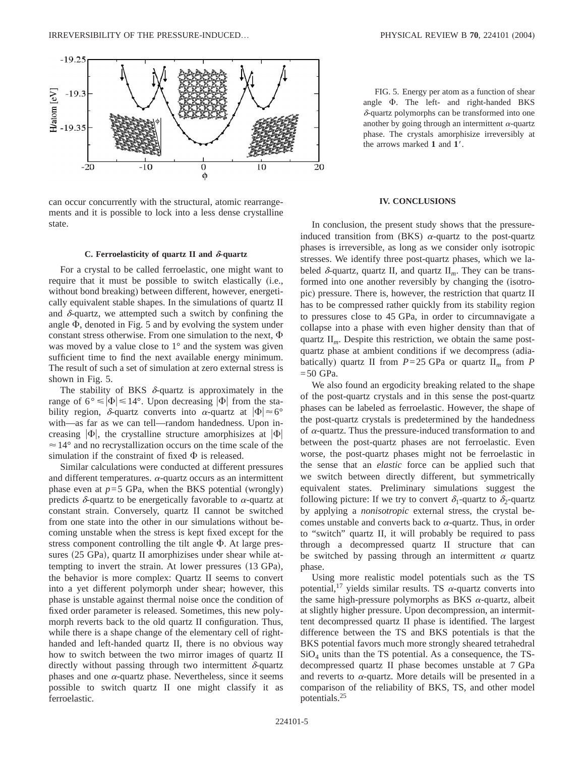FIG. 5. Energy per atom as a function of shear angle $\Phi$. The left- and right-handed BKS $\delta$-quartz polymorphs can be transformed into one another by going through an intermittent $\alpha$-quartz phase. The crystals amorphisize irreversibly at the arrows marked **1** and **1′**.

can occur concurrently with the structural, atomic rearrangements and it is possible to lock into a less dense crystalline state.

### C. Ferroelasticity of quartz II and $\delta$-quartz

For a crystal to be called ferroelastic, one might want to require that it must be possible to switch elastically (i.e., without bond breaking) between different, however, energetically equivalent stable shapes. In the simulations of quartz II and $\delta$-quartz, we attempted such a switch by confining the angle $\Phi$, denoted in Fig. 5 and by evolving the system under constant stress otherwise. From one simulation to the next, $\Phi$ was moved by a value close to 1° and the system was given sufficient time to find the next available energy minimum. The result of such a set of simulation at zero external stress is shown in Fig. 5.

The stability of BKS $\delta$-quartz is approximately in the range of $6° \leq |\Phi| \leq 14°$. Upon decreasing $|\Phi|$ from the stability region, $\delta$-quartz converts into $\alpha$-quartz at $|\Phi| \approx 6°$ with—as far as we can tell—random handedness. Upon increasing $|\Phi|$, the crystalline structure amorphizises at $|\Phi| \approx 14°$ and no recrystallization occurs on the time scale of the simulation if the constraint of fixed $\Phi$ is released.

Similar calculations were conducted at different pressures and different temperatures. $\alpha$-quartz occurs as an intermittent phase even at $p=5$ GPa, when the BKS potential (wrongly) predicts $\delta$-quartz to be energetically favorable to $\alpha$-quartz at constant strain. Conversely, quartz II cannot be switched from one state into the other in our simulations without becoming unstable when the stress is kept fixed except for the stress component controlling the tilt angle $\Phi$. At large pressures (25 GPa), quartz II amorphizises under shear while attempting to invert the strain. At lower pressures (13 GPa), the behavior is more complex: Quartz II seems to convert into a yet different polymorph under shear; however, this phase is unstable against thermal noise once the condition of fixed order parameter is released. Sometimes, this new polymorph reverts back to the old quartz II configuration. Thus, while there is a shape change of the elementary cell of right-handed and left-handed quartz II, there is no obvious way how to switch between the two mirror images of quartz II directly without passing through two intermittent $\delta$-quartz phases and one $\alpha$-quartz phase. Nevertheless, since it seems possible to switch quartz II one might classify it as ferroelastic.

## IV. CONCLUSIONS

In conclusion, the present study shows that the pressure-induced transition from (BKS) $\alpha$-quartz to the post-quartz phases is irreversible, as long as we consider only isotropic stresses. We identify three post-quartz phases, which we labeled $\delta$-quartz, quartz II, and quartz $II_m$. They can be transformed into one another reversibly by changing the (isotropic) pressure. There is, however, the restriction that quartz II has to be compressed rather quickly from its stability region to pressures close to 45 GPa, in order to circumnavigate a collapse into a phase with even higher density than that of quartz $II_m$. Despite this restriction, we obtain the same post-quartz phase at ambient conditions if we decompress (adiabatically) quartz II from $P=25$ GPa or quartz $II_m$ from $P=50$ GPa.

We also found an ergodicity breaking related to the shape of the post-quartz crystals and in this sense the post-quartz phases can be labeled as ferroelastic. However, the shape of the post-quartz crystals is predetermined by the handedness of $\alpha$-quartz. Thus the pressure-induced transformation to and between the post-quartz phases are not ferroelastic. Even worse, the post-quartz phases might not be ferroelastic in the sense that an *elastic* force can be applied such that we switch between directly different, but symmetrically equivalent states. Preliminary simulations suggest the following picture: If we try to convert $\delta_1$-quartz to $\delta_2$-quartz by applying a *nonisotropic* external stress, the crystal becomes unstable and converts back to $\alpha$-quartz. Thus, in order to "switch" quartz II, it will probably be required to pass through a decompressed quartz II structure that can be switched by passing through an intermittent $\alpha$ quartz phase.

Using more realistic model potentials such as the TS potential,[17] yields similar results. TS $\alpha$-quartz converts into the same high-pressure polymorphs as BKS $\alpha$-quartz, albeit at slightly higher pressure. Upon decompression, an intermittent decompressed quartz II phase is identified. The largest difference between the TS and BKS potentials is that the BKS potential favors much more strongly sheared tetrahedral $SiO_4$ units than the TS potential. As a consequence, the TS-decompressed quartz II phase becomes unstable at 7 GPa and reverts to $\alpha$-quartz. More details will be presented in a comparison of the reliability of BKS, TS, and other model potentials.[25]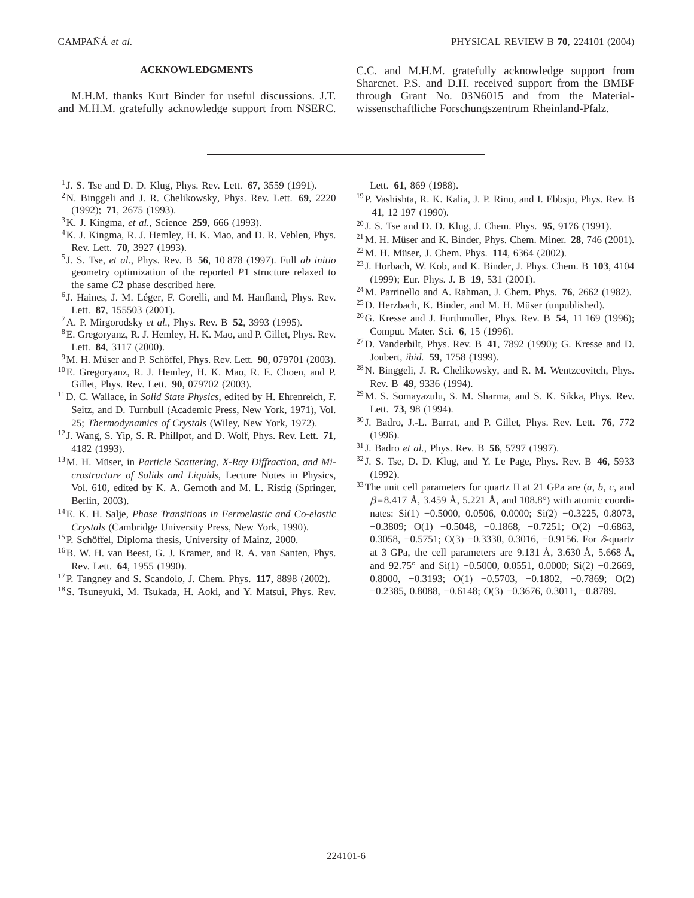## ACKNOWLEDGMENTS

M.H.M. thanks Kurt Binder for useful discussions. J.T. and M.H.M. gratefully acknowledge support from NSERC. C.C. and M.H.M. gratefully acknowledge support from Sharcnet. P.S. and D.H. received support from the BMBF through Grant No. 03N6015 and from the Materialwissenschaftliche Forschungszentrum Rheinland-Pfalz.

---

[1] J. S. Tse and D. D. Klug, Phys. Rev. Lett. **67**, 3559 (1991).

[2] N. Binggeli and J. R. Chelikowsky, Phys. Rev. Lett. **69**, 2220 (1992); **71**, 2675 (1993).

[3] K. J. Kingma, *et al.*, Science **259**, 666 (1993).

[4] K. J. Kingma, R. J. Hemley, H. K. Mao, and D. R. Veblen, Phys. Rev. Lett. **70**, 3927 (1993).

[5] J. S. Tse, *et al.*, Phys. Rev. B **56**, 10 878 (1997). Full *ab initio* geometry optimization of the reported *P*1 structure relaxed to the same *C*2 phase described here.

[6] J. Haines, J. M. Léger, F. Gorelli, and M. Hanfland, Phys. Rev. Lett. **87**, 155503 (2001).

[7] A. P. Mirgorodsky *et al.*, Phys. Rev. B **52**, 3993 (1995).

[8] E. Gregoryanz, R. J. Hemley, H. K. Mao, and P. Gillet, Phys. Rev. Lett. **84**, 3117 (2000).

[9] M. H. Müser and P. Schöffel, Phys. Rev. Lett. **90**, 079701 (2003).

[10] E. Gregoryanz, R. J. Hemley, H. K. Mao, R. E. Choen, and P. Gillet, Phys. Rev. Lett. **90**, 079702 (2003).

[11] D. C. Wallace, in *Solid State Physics*, edited by H. Ehrenreich, F. Seitz, and D. Turnbull (Academic Press, New York, 1971), Vol. 25; *Thermodynamics of Crystals* (Wiley, New York, 1972).

[12] J. Wang, S. Yip, S. R. Phillpot, and D. Wolf, Phys. Rev. Lett. **71**, 4182 (1993).

[13] M. H. Müser, in *Particle Scattering, X-Ray Diffraction, and Microstructure of Solids and Liquids*, Lecture Notes in Physics, Vol. 610, edited by K. A. Gernoth and M. L. Ristig (Springer, Berlin, 2003).

[14] E. K. H. Salje, *Phase Transitions in Ferroelastic and Co-elastic Crystals* (Cambridge University Press, New York, 1990).

[15] P. Schöffel, Diploma thesis, University of Mainz, 2000.

[16] B. W. H. van Beest, G. J. Kramer, and R. A. van Santen, Phys. Rev. Lett. **64**, 1955 (1990).

[17] P. Tangney and S. Scandolo, J. Chem. Phys. **117**, 8898 (2002).

[18] S. Tsuneyuki, M. Tsukada, H. Aoki, and Y. Matsui, Phys. Rev. Lett. **61**, 869 (1988).

[19] P. Vashishta, R. K. Kalia, J. P. Rino, and I. Ebbsjo, Phys. Rev. B **41**, 12 197 (1990).

[20] J. S. Tse and D. D. Klug, J. Chem. Phys. **95**, 9176 (1991).

[21] M. H. Müser and K. Binder, Phys. Chem. Miner. **28**, 746 (2001).

[22] M. H. Müser, J. Chem. Phys. **114**, 6364 (2002).

[23] J. Horbach, W. Kob, and K. Binder, J. Phys. Chem. B **103**, 4104 (1999); Eur. Phys. J. B **19**, 531 (2001).

[24] M. Parrinello and A. Rahman, J. Chem. Phys. **76**, 2662 (1982).

[25] D. Herzbach, K. Binder, and M. H. Müser (unpublished).

[26] G. Kresse and J. Furthmuller, Phys. Rev. B **54**, 11 169 (1996); Comput. Mater. Sci. **6**, 15 (1996).

[27] D. Vanderbilt, Phys. Rev. B **41**, 7892 (1990); G. Kresse and D. Joubert, *ibid.* **59**, 1758 (1999).

[28] N. Binggeli, J. R. Chelikowsky, and R. M. Wentzcovitch, Phys. Rev. B **49**, 9336 (1994).

[29] M. S. Somayazulu, S. M. Sharma, and S. K. Sikka, Phys. Rev. Lett. **73**, 98 (1994).

[30] J. Badro, J.-L. Barrat, and P. Gillet, Phys. Rev. Lett. **76**, 772 (1996).

[31] J. Badro *et al.*, Phys. Rev. B **56**, 5797 (1997).

[32] J. S. Tse, D. D. Klug, and Y. Le Page, Phys. Rev. B **46**, 5933 (1992).

[33] The unit cell parameters for quartz II at 21 GPa are ($a$, $b$, $c$, and $\beta$=8.417 Å, 3.459 Å, 5.221 Å, and 108.8°) with atomic coordinates: Si(1) −0.5000, 0.0506, 0.0000; Si(2) −0.3225, 0.8073, −0.3809; O(1) −0.5048, −0.1868, −0.7251; O(2) −0.6863, 0.3058, −0.5751; O(3) −0.3330, 0.3016, −0.9156. For $\delta$-quartz at 3 GPa, the cell parameters are 9.131 Å, 3.630 Å, 5.668 Å, and 92.75° and Si(1) −0.5000, 0.0551, 0.0000; Si(2) −0.2669, 0.8000, −0.3193; O(1) −0.5703, −0.1802, −0.7869; O(2) −0.2385, 0.8088, −0.6148; O(3) −0.3676, 0.3011, −0.8789.